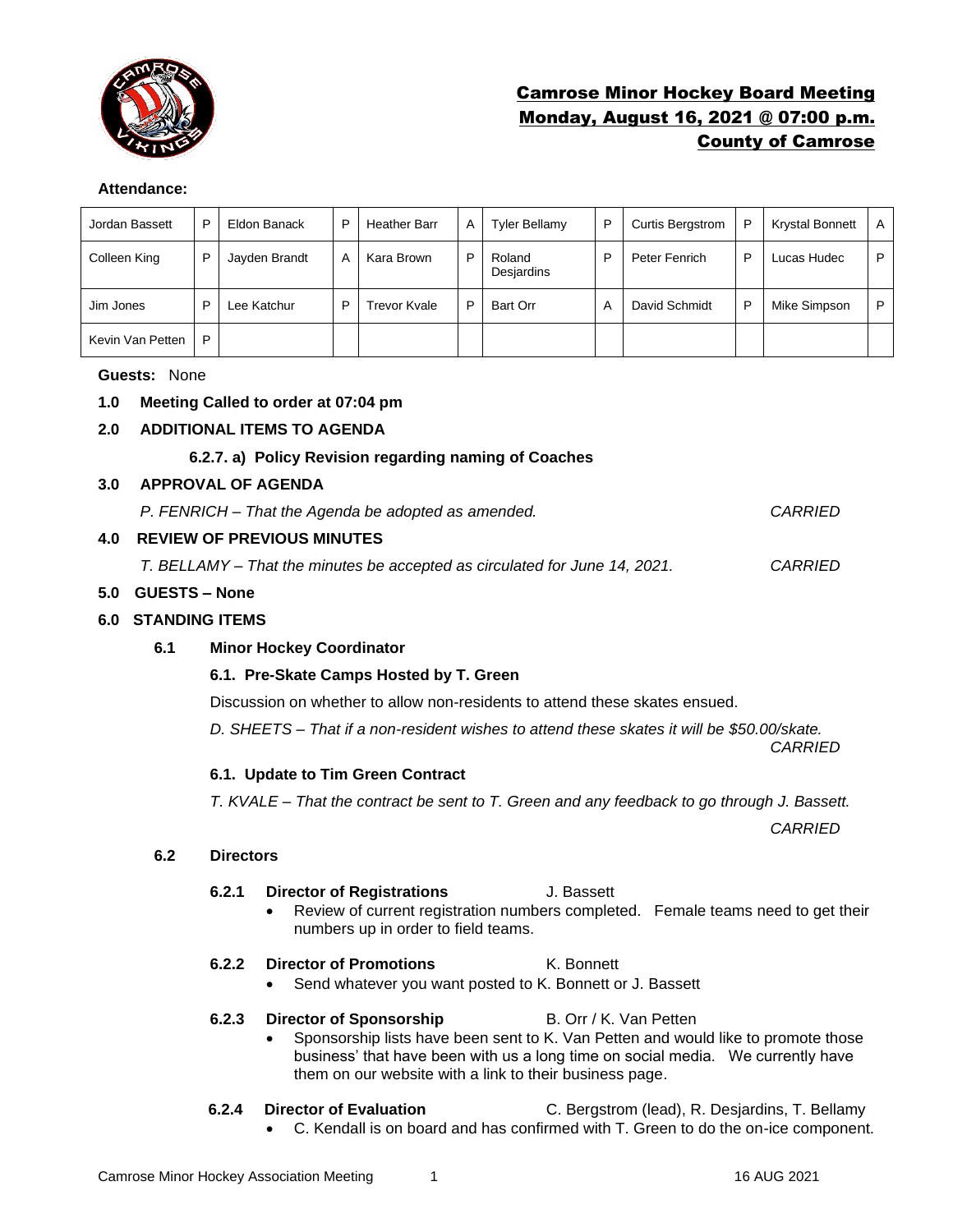# Camrose Minor Hockey Board Meeting
## Monday, August 16, 2021 @ 07:00 p.m.
## County of Camrose

**Attendance:**

| | | | | | | | | | | | |
|---|---|---|---|---|---|---|---|---|---|---|---|
| Jordan Bassett | P | Eldon Banack | P | Heather Barr | A | Tyler Bellamy | P | Curtis Bergstrom | P | Krystal Bonnett | A |
| Colleen King | P | Jayden Brandt | A | Kara Brown | P | Roland Desjardins | P | Peter Fenrich | P | Lucas Hudec | P |
| Jim Jones | P | Lee Katchur | P | Trevor Kvale | P | Bart Orr | A | David Schmidt | P | Mike Simpson | P |
| Kevin Van Petten | P | | | | | | | | | | |

**Guests:** None

**1.0 Meeting Called to order at 07:04 pm**

**2.0 ADDITIONAL ITEMS TO AGENDA**

**6.2.7. a) Policy Revision regarding naming of Coaches**

**3.0 APPROVAL OF AGENDA**

*P. FENRICH – That the Agenda be adopted as amended.* *CARRIED*

**4.0 REVIEW OF PREVIOUS MINUTES**

*T. BELLAMY – That the minutes be accepted as circulated for June 14, 2021.* *CARRIED*

**5.0 GUESTS – None**

**6.0 STANDING ITEMS**

**6.1 Minor Hockey Coordinator**

**6.1. Pre-Skate Camps Hosted by T. Green**

Discussion on whether to allow non-residents to attend these skates ensued.

*D. SHEETS – That if a non-resident wishes to attend these skates it will be $50.00/skate.* *CARRIED*

**6.1. Update to Tim Green Contract**

*T. KVALE – That the contract be sent to T. Green and any feedback to go through J. Bassett.* *CARRIED*

**6.2 Directors**

**6.2.1 Director of Registrations** J. Bassett

- Review of current registration numbers completed. Female teams need to get their numbers up in order to field teams.

**6.2.2 Director of Promotions** K. Bonnett

- Send whatever you want posted to K. Bonnett or J. Bassett

**6.2.3 Director of Sponsorship** B. Orr / K. Van Petten

- Sponsorship lists have been sent to K. Van Petten and would like to promote those business' that have been with us a long time on social media. We currently have them on our website with a link to their business page.

**6.2.4 Director of Evaluation** C. Bergstrom (lead), R. Desjardins, T. Bellamy

- C. Kendall is on board and has confirmed with T. Green to do the on-ice component.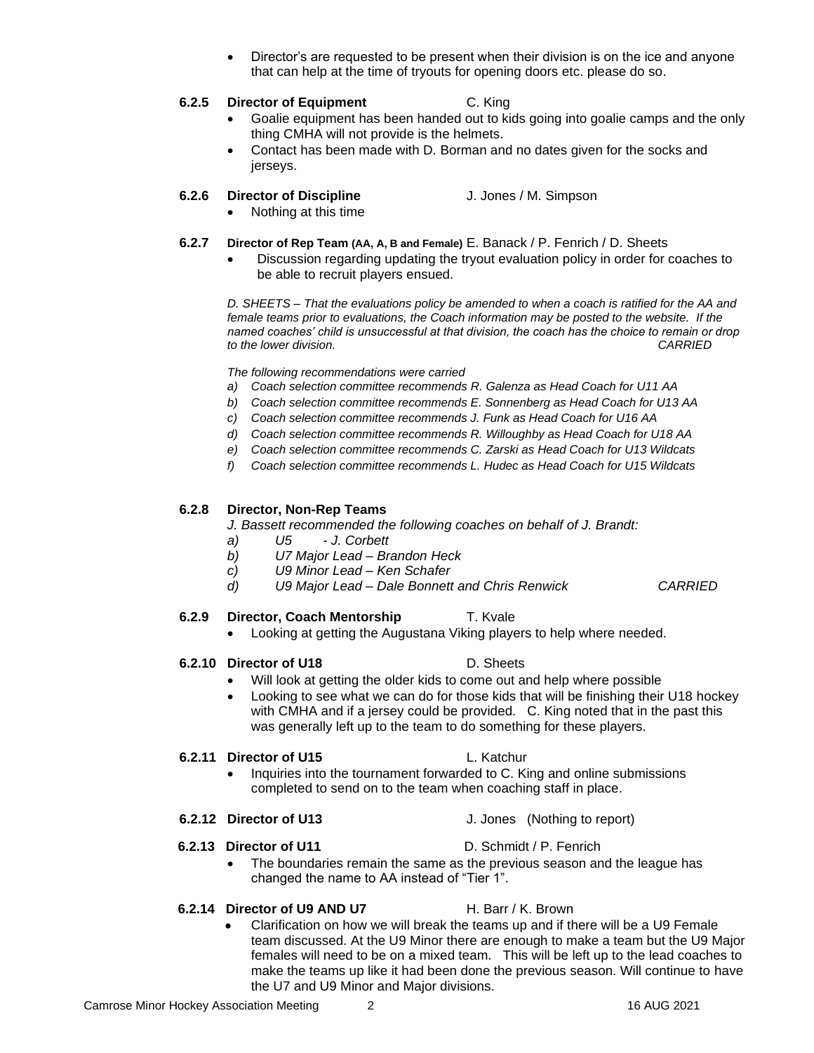- Director's are requested to be present when their division is on the ice and anyone that can help at the time of tryouts for opening doors etc. please do so.

**6.2.5 Director of Equipment** C. King

- Goalie equipment has been handed out to kids going into goalie camps and the only thing CMHA will not provide is the helmets.
- Contact has been made with D. Borman and no dates given for the socks and jerseys.

**6.2.6 Director of Discipline** J. Jones / M. Simpson

- Nothing at this time

**6.2.7 Director of Rep Team (AA, A, B and Female)** E. Banack / P. Fenrich / D. Sheets

- Discussion regarding updating the tryout evaluation policy in order for coaches to be able to recruit players ensued.

*D. SHEETS – That the evaluations policy be amended to when a coach is ratified for the AA and female teams prior to evaluations, the Coach information may be posted to the website. If the named coaches' child is unsuccessful at that division, the coach has the choice to remain or drop to the lower division.* *CARRIED*

*The following recommendations were carried*

*a) Coach selection committee recommends R. Galenza as Head Coach for U11 AA*
*b) Coach selection committee recommends E. Sonnenberg as Head Coach for U13 AA*
*c) Coach selection committee recommends J. Funk as Head Coach for U16 AA*
*d) Coach selection committee recommends R. Willoughby as Head Coach for U18 AA*
*e) Coach selection committee recommends C. Zarski as Head Coach for U13 Wildcats*
*f) Coach selection committee recommends L. Hudec as Head Coach for U15 Wildcats*

**6.2.8 Director, Non-Rep Teams**

*J. Bassett recommended the following coaches on behalf of J. Brandt:*

*a) U5 - J. Corbett*
*b) U7 Major Lead – Brandon Heck*
*c) U9 Minor Lead – Ken Schafer*
*d) U9 Major Lead – Dale Bonnett and Chris Renwick* *CARRIED*

**6.2.9 Director, Coach Mentorship** T. Kvale

- Looking at getting the Augustana Viking players to help where needed.

**6.2.10 Director of U18** D. Sheets

- Will look at getting the older kids to come out and help where possible
- Looking to see what we can do for those kids that will be finishing their U18 hockey with CMHA and if a jersey could be provided. C. King noted that in the past this was generally left up to the team to do something for these players.

**6.2.11 Director of U15** L. Katchur

- Inquiries into the tournament forwarded to C. King and online submissions completed to send on to the team when coaching staff in place.

**6.2.12 Director of U13** J. Jones (Nothing to report)

**6.2.13 Director of U11** D. Schmidt / P. Fenrich

- The boundaries remain the same as the previous season and the league has changed the name to AA instead of "Tier 1".

**6.2.14 Director of U9 AND U7** H. Barr / K. Brown

- Clarification on how we will break the teams up and if there will be a U9 Female team discussed. At the U9 Minor there are enough to make a team but the U9 Major females will need to be on a mixed team. This will be left up to the lead coaches to make the teams up like it had been done the previous season. Will continue to have the U7 and U9 Minor and Major divisions.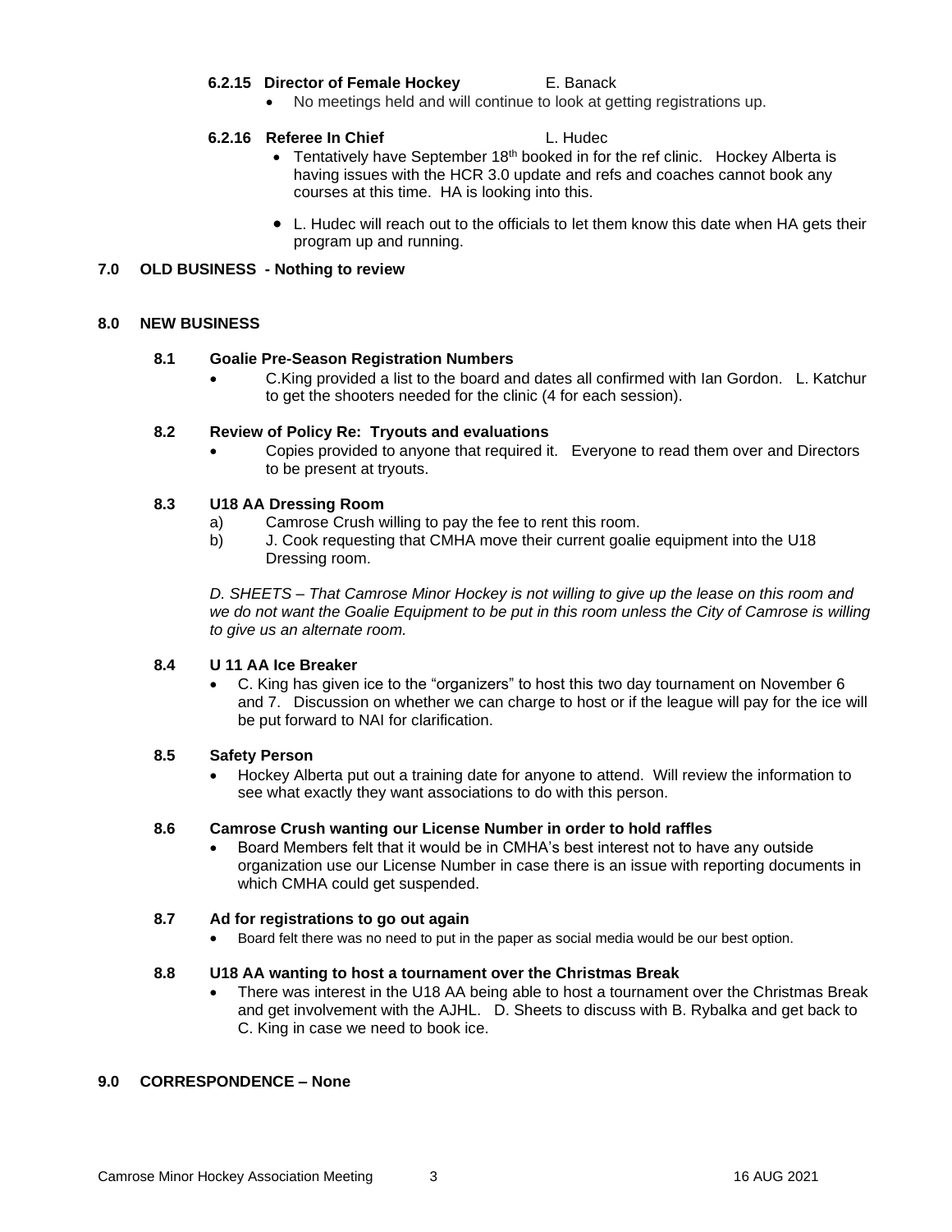#### 6.2.15 Director of Female Hockey — E. Banack

- No meetings held and will continue to look at getting registrations up.

#### 6.2.16 Referee In Chief — L. Hudec

- Tentatively have September 18th booked in for the ref clinic. Hockey Alberta is having issues with the HCR 3.0 update and refs and coaches cannot book any courses at this time. HA is looking into this.
- L. Hudec will reach out to the officials to let them know this date when HA gets their program up and running.

## 7.0 OLD BUSINESS - Nothing to review

## 8.0 NEW BUSINESS

### 8.1 Goalie Pre-Season Registration Numbers

- C.King provided a list to the board and dates all confirmed with Ian Gordon. L. Katchur to get the shooters needed for the clinic (4 for each session).

### 8.2 Review of Policy Re: Tryouts and evaluations

- Copies provided to anyone that required it. Everyone to read them over and Directors to be present at tryouts.

### 8.3 U18 AA Dressing Room

a) Camrose Crush willing to pay the fee to rent this room.

b) J. Cook requesting that CMHA move their current goalie equipment into the U18 Dressing room.

*D. SHEETS – That Camrose Minor Hockey is not willing to give up the lease on this room and we do not want the Goalie Equipment to be put in this room unless the City of Camrose is willing to give us an alternate room.*

### 8.4 U 11 AA Ice Breaker

- C. King has given ice to the "organizers" to host this two day tournament on November 6 and 7. Discussion on whether we can charge to host or if the league will pay for the ice will be put forward to NAI for clarification.

### 8.5 Safety Person

- Hockey Alberta put out a training date for anyone to attend. Will review the information to see what exactly they want associations to do with this person.

### 8.6 Camrose Crush wanting our License Number in order to hold raffles

- Board Members felt that it would be in CMHA's best interest not to have any outside organization use our License Number in case there is an issue with reporting documents in which CMHA could get suspended.

### 8.7 Ad for registrations to go out again

- Board felt there was no need to put in the paper as social media would be our best option.

### 8.8 U18 AA wanting to host a tournament over the Christmas Break

- There was interest in the U18 AA being able to host a tournament over the Christmas Break and get involvement with the AJHL. D. Sheets to discuss with B. Rybalka and get back to C. King in case we need to book ice.

## 9.0 CORRESPONDENCE – None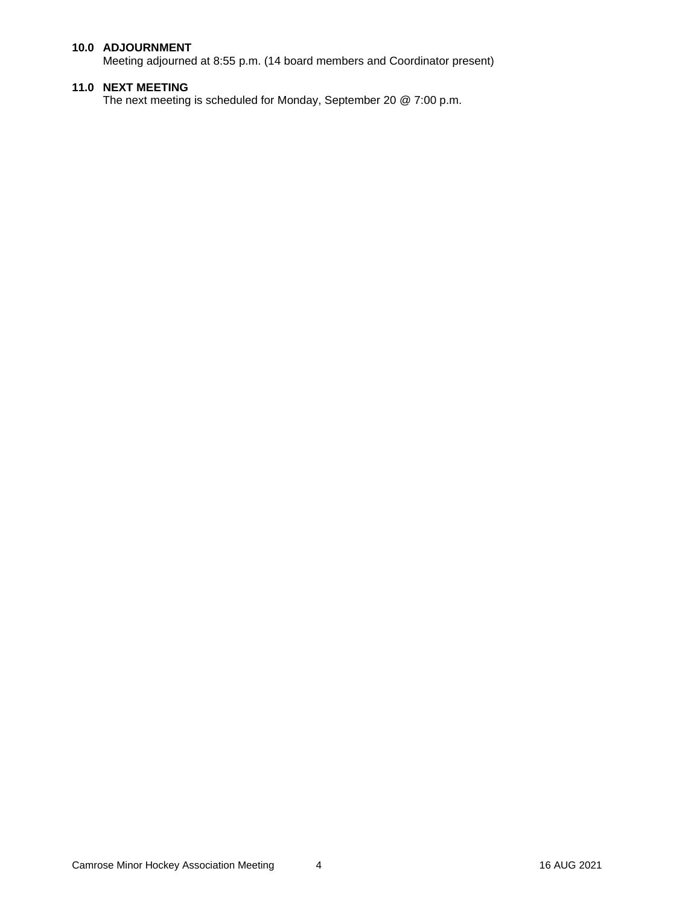### 10.0 ADJOURNMENT

Meeting adjourned at 8:55 p.m. (14 board members and Coordinator present)

### 11.0 NEXT MEETING

The next meeting is scheduled for Monday, September 20 @ 7:00 p.m.